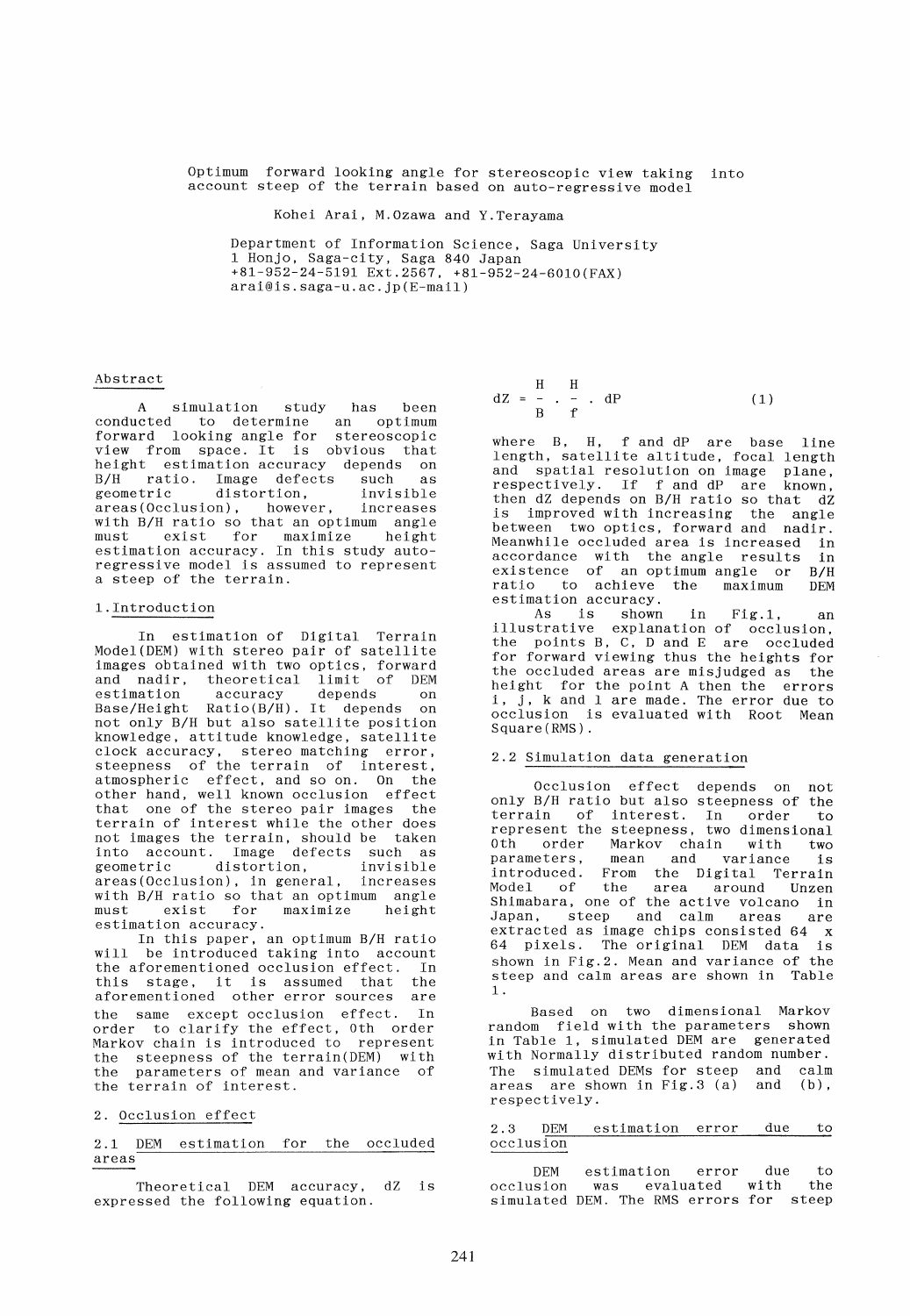# Optimum forward looking angle for stereoscopic view taking into account steep of the terrain based on auto-regressive model

Kohei Arai, M.Ozawa and Y.Terayama

Department of Information Science, Saga University
1 Honjo, Saga-city, Saga 840 Japan
+81-952-24-5191 Ext.2567, +81-952-24-6010(FAX)
arai@is.saga-u.ac.jp(E-mail)

## Abstract

A simulation study has been conducted to determine an optimum forward looking angle for stereoscopic view from space. It is obvious that height estimation accuracy depends on B/H ratio. Image defects such as geometric distortion, invisible areas(Occlusion), however, increases with B/H ratio so that an optimum angle must exist for maximize height estimation accuracy. In this study auto-regressive model is assumed to represent a steep of the terrain.

## 1. Introduction

In estimation of Digital Terrain Model(DEM) with stereo pair of satellite images obtained with two optics, forward and nadir, theoretical limit of DEM estimation accuracy depends on Base/Height Ratio(B/H). It depends on not only B/H but also satellite position knowledge, attitude knowledge, satellite clock accuracy, stereo matching error, steepness of the terrain of interest, atmospheric effect, and so on. On the other hand, well known occlusion effect that one of the stereo pair images the terrain of interest while the other does not images the terrain, should be taken into account. Image defects such as geometric distortion, invisible areas(Occlusion), in general, increases with B/H ratio so that an optimum angle must exist for maximize height estimation accuracy.

In this paper, an optimum B/H ratio will be introduced taking into account the aforementioned occlusion effect. In this stage, it is assumed that the aforementioned other error sources are the same except occlusion effect. In order to clarify the effect, 0th order Markov chain is introduced to represent the steepness of the terrain(DEM) with the parameters of mean and variance of the terrain of interest.

## 2. Occlusion effect

### 2.1 DEM estimation for the occluded areas

Theoretical DEM accuracy, dZ is expressed the following equation.

$$dZ = \frac{H}{B} \cdot \frac{H}{f} \cdot dP \qquad (1)$$

where B, H, f and dP are base line length, satellite altitude, focal length and spatial resolution on image plane, respectively. If f and dP are known, then dZ depends on B/H ratio so that dZ is improved with increasing the angle between two optics, forward and nadir. Meanwhile occluded area is increased in accordance with the angle results in existence of an optimum angle or B/H ratio to achieve the maximum DEM estimation accuracy.

As is shown in Fig.1, an illustrative explanation of occlusion, the points B, C, D and E are occluded for forward viewing thus the heights for the occluded areas are misjudged as the height for the point A then the errors i, j, k and l are made. The error due to occlusion is evaluated with Root Mean Square(RMS).

### 2.2 Simulation data generation

Occlusion effect depends on not only B/H ratio but also steepness of the terrain of interest. In order to represent the steepness, two dimensional 0th order Markov chain with two parameters, mean and variance is introduced. From the Digital Terrain Model of the area around Unzen Shimabara, one of the active volcano in Japan, steep and calm areas are extracted as image chips consisted 64 x 64 pixels. The original DEM data is shown in Fig.2. Mean and variance of the steep and calm areas are shown in Table 1.

Based on two dimensional Markov random field with the parameters shown in Table 1, simulated DEM are generated with Normally distributed random number. The simulated DEMs for steep and calm areas are shown in Fig.3 (a) and (b), respectively.

### 2.3 DEM estimation error due to occlusion

DEM estimation error due to occlusion was evaluated with the simulated DEM. The RMS errors for steep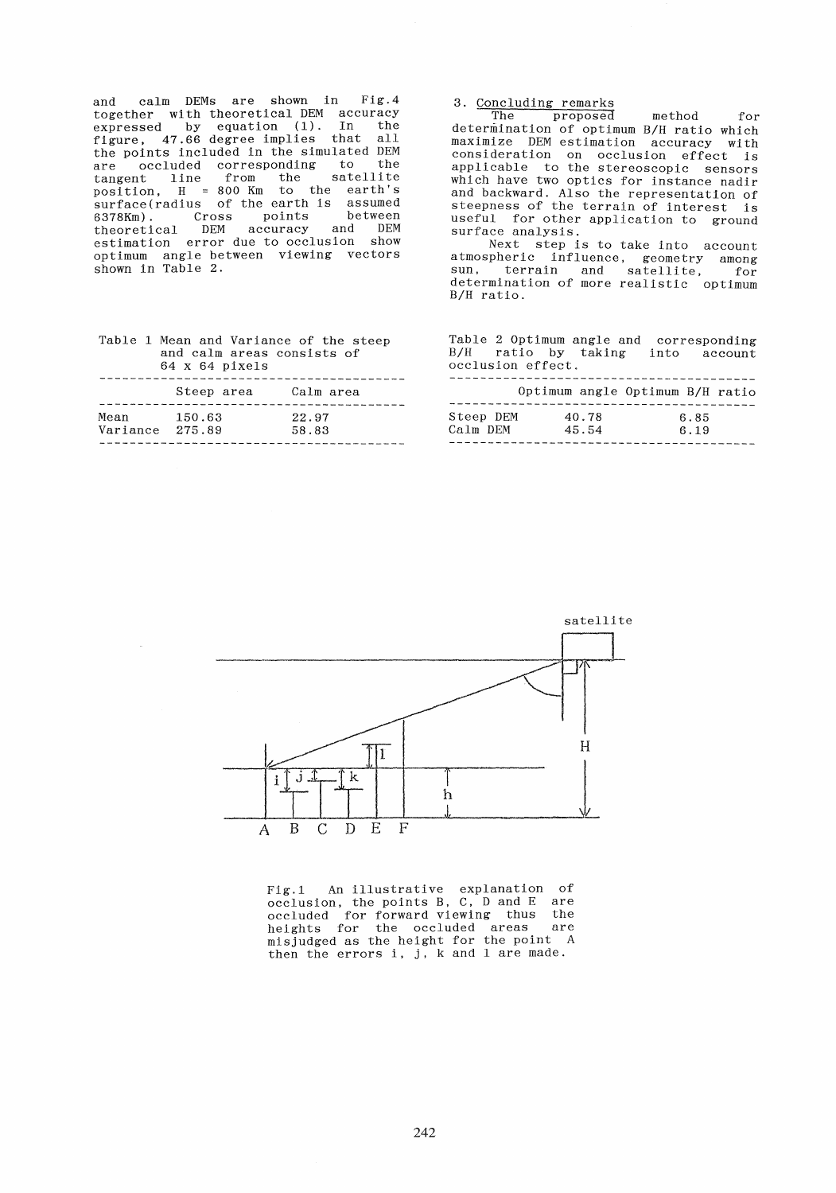and calm DEMs are shown in Fig.4 together with theoretical DEM accuracy expressed by equation (1). In the figure, 47.66 degree implies that all the points included in the simulated DEM are occluded corresponding to the tangent line from the satellite position, H = 800 Km to the earth's surface(radius of the earth is assumed 6378Km). Cross points between theoretical DEM accuracy and DEM estimation error due to occlusion show optimum angle between viewing vectors shown in Table 2.

Table 1 Mean and Variance of the steep and calm areas consists of 64 x 64 pixels

| | Steep area | Calm area |
|---|---|---|
| Mean | 150.63 | 22.97 |
| Variance | 275.89 | 58.83 |

## 3. Concluding remarks

The proposed method for determination of optimum B/H ratio which maximize DEM estimation accuracy with consideration on occlusion effect is applicable to the stereoscopic sensors which have two optics for instance nadir and backward. Also the representation of steepness of the terrain of interest is useful for other application to ground surface analysis.

Next step is to take into account atmospheric influence, geometry among sun, terrain and satellite, for determination of more realistic optimum B/H ratio.

Table 2 Optimum angle and corresponding B/H ratio by taking into account occlusion effect.

| | Optimum angle | Optimum B/H ratio |
|---|---|---|
| Steep DEM | 40.78 | 6.85 |
| Calm DEM | 45.54 | 6.19 |

satellite

H

h

i j k l

A B C D E F

Fig.1 An illustrative explanation of occlusion, the points B, C, D and E are occluded for forward viewing thus the heights for the occluded areas are misjudged as the height for the point A then the errors i, j, k and l are made.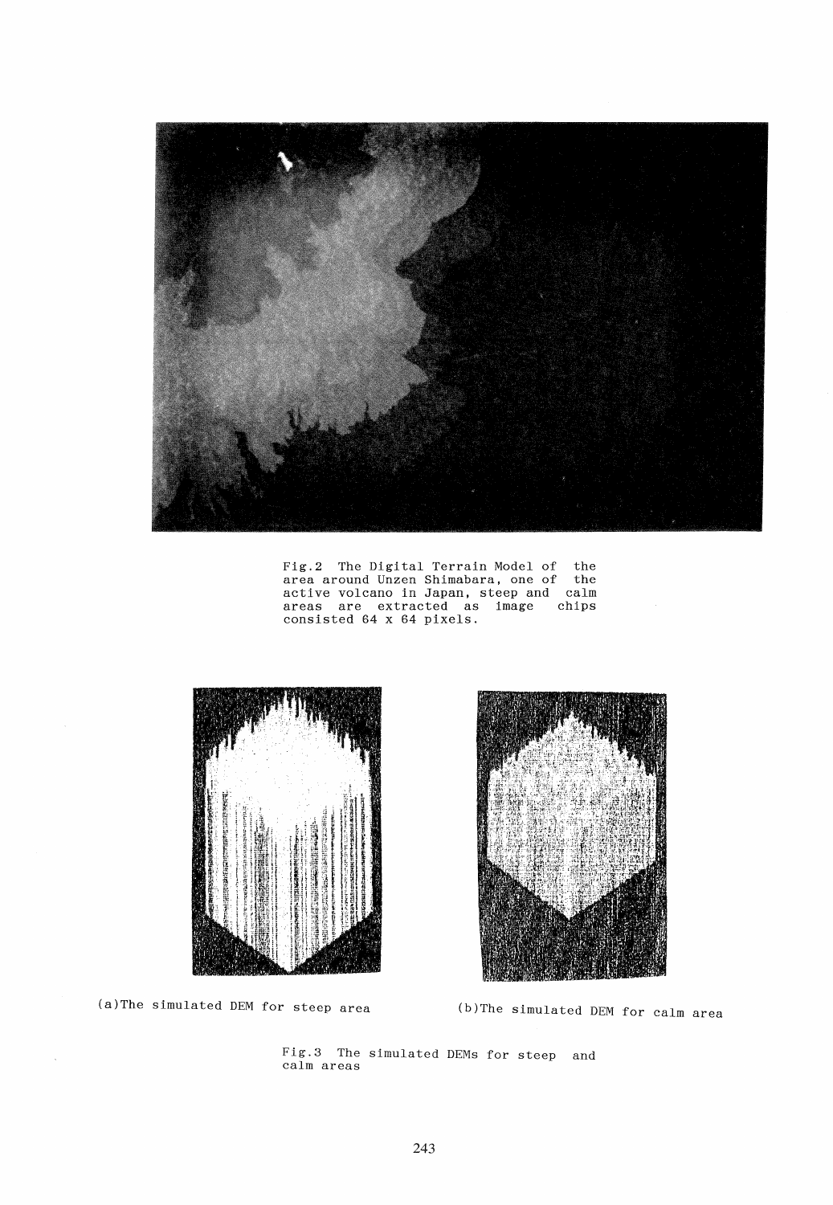Fig.2 The Digital Terrain Model of the area around Unzen Shimabara, one of the active volcano in Japan, steep and calm areas are extracted as image chips consisted 64 x 64 pixels.

(a)The simulated DEM for steep area

(b)The simulated DEM for calm area

Fig.3 The simulated DEMs for steep and calm areas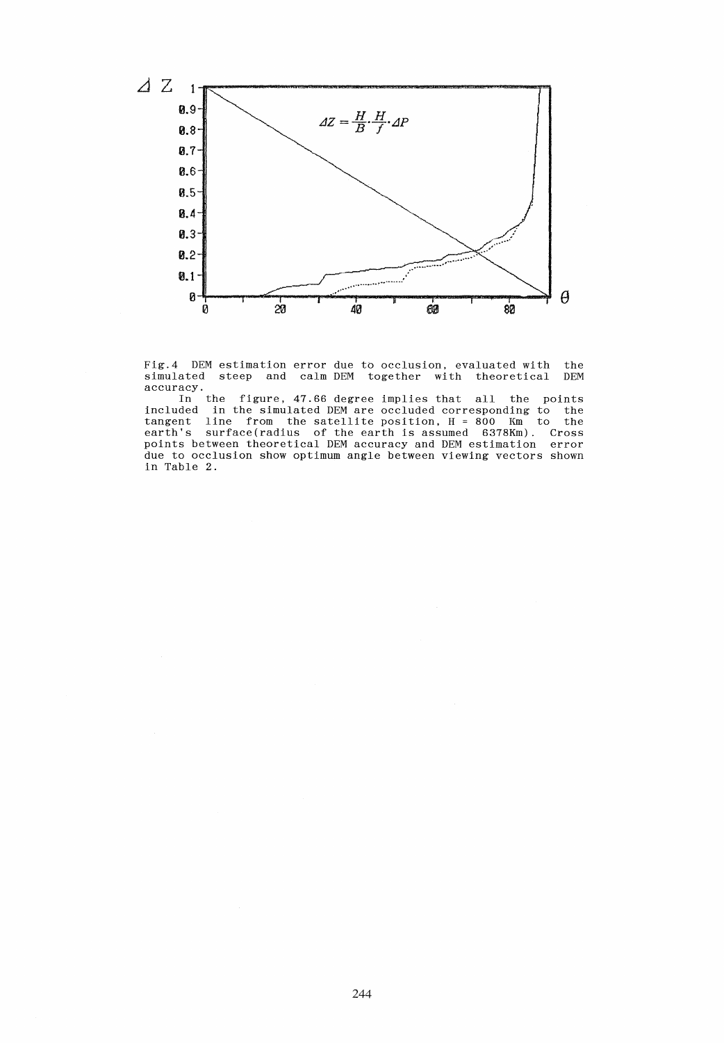$\Delta$ Z

1
0.9
0.8
0.7
0.6
0.5
0.4
0.3
0.2
0.1
0

$$\Delta Z = \frac{H}{B} \cdot \frac{H}{f} \cdot \Delta P$$

0
20
40
60
80
$\theta$

Fig.4 DEM estimation error due to occlusion, evaluated with the simulated steep and calm DEM together with theoretical DEM accuracy.

In the figure, 47.66 degree implies that all the points included in the simulated DEM are occluded corresponding to the tangent line from the satellite position, H = 800 Km to the earth's surface(radius of the earth is assumed 6378Km). Cross points between theoretical DEM accuracy and DEM estimation error due to occlusion show optimum angle between viewing vectors shown in Table 2.